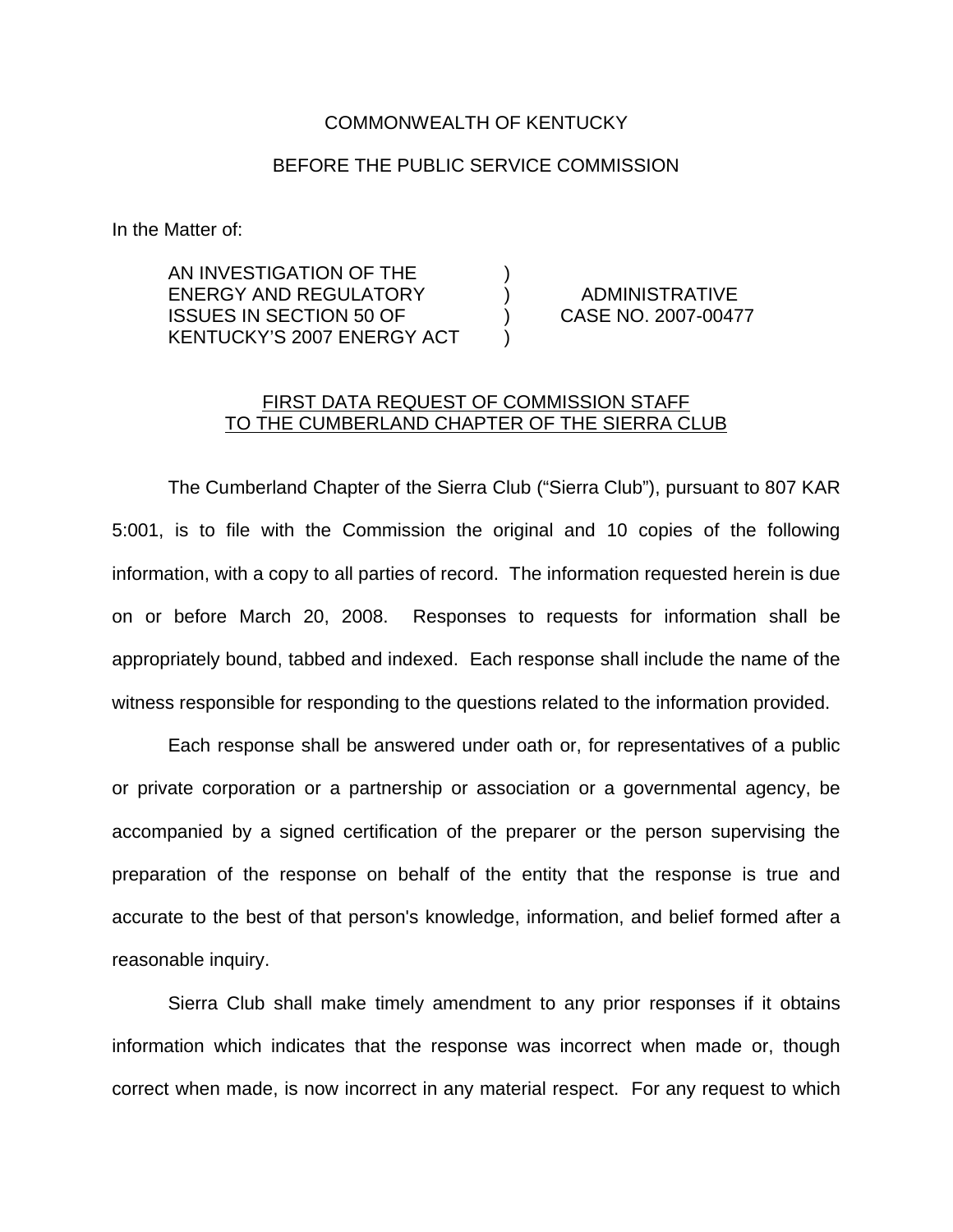COMMONWEALTH OF KENTUCKY

BEFORE THE PUBLIC SERVICE COMMISSION

In the Matter of:

| | | |
|---|---|---|
| AN INVESTIGATION OF THE ENERGY AND REGULATORY ISSUES IN SECTION 50 OF KENTUCKY'S 2007 ENERGY ACT | ) ) ) ) | ADMINISTRATIVE CASE NO. 2007-00477 |

FIRST DATA REQUEST OF COMMISSION STAFF TO THE CUMBERLAND CHAPTER OF THE SIERRA CLUB

The Cumberland Chapter of the Sierra Club ("Sierra Club"), pursuant to 807 KAR 5:001, is to file with the Commission the original and 10 copies of the following information, with a copy to all parties of record. The information requested herein is due on or before March 20, 2008. Responses to requests for information shall be appropriately bound, tabbed and indexed. Each response shall include the name of the witness responsible for responding to the questions related to the information provided.

Each response shall be answered under oath or, for representatives of a public or private corporation or a partnership or association or a governmental agency, be accompanied by a signed certification of the preparer or the person supervising the preparation of the response on behalf of the entity that the response is true and accurate to the best of that person's knowledge, information, and belief formed after a reasonable inquiry.

Sierra Club shall make timely amendment to any prior responses if it obtains information which indicates that the response was incorrect when made or, though correct when made, is now incorrect in any material respect. For any request to which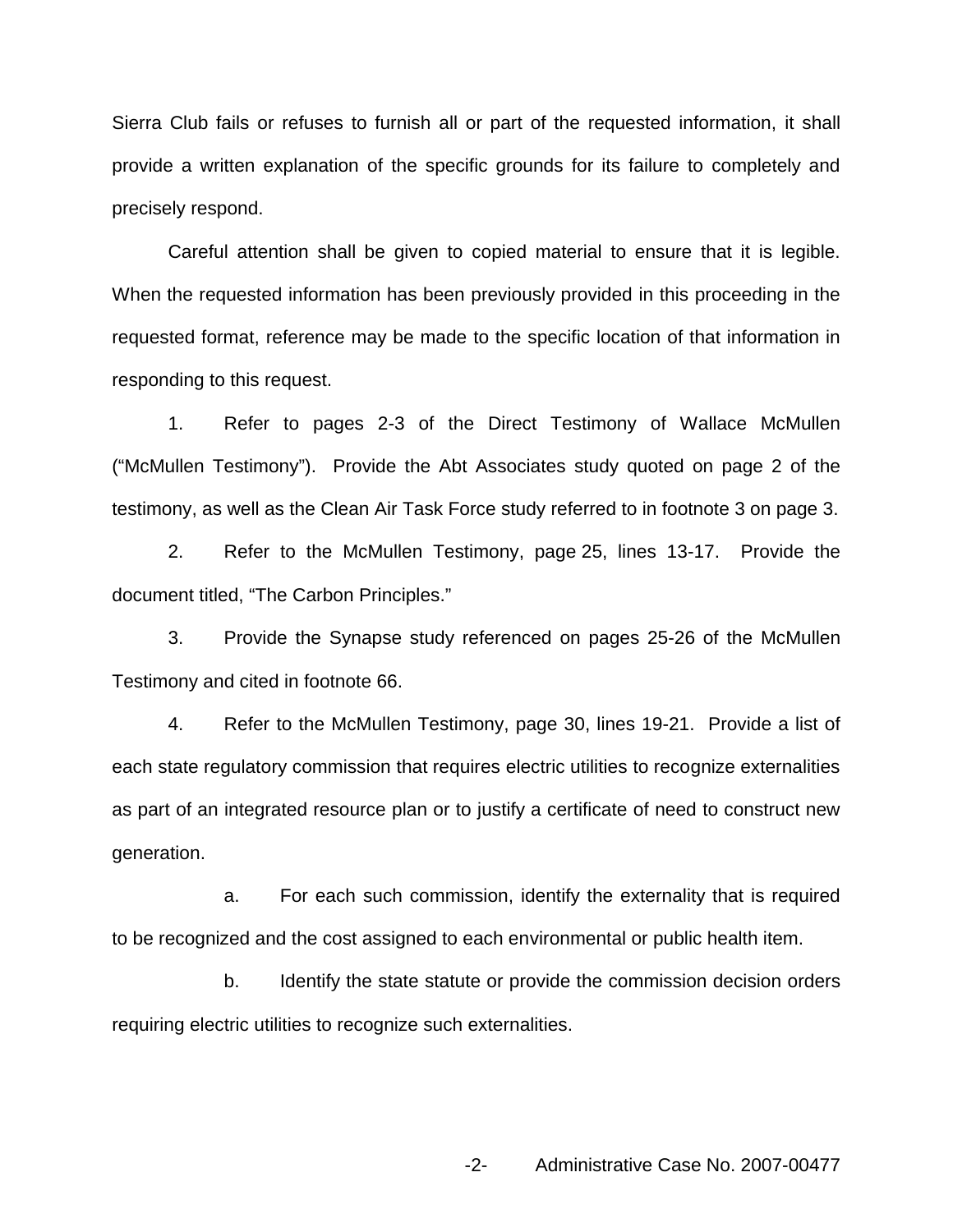Sierra Club fails or refuses to furnish all or part of the requested information, it shall provide a written explanation of the specific grounds for its failure to completely and precisely respond.

Careful attention shall be given to copied material to ensure that it is legible. When the requested information has been previously provided in this proceeding in the requested format, reference may be made to the specific location of that information in responding to this request.

1. Refer to pages 2-3 of the Direct Testimony of Wallace McMullen ("McMullen Testimony"). Provide the Abt Associates study quoted on page 2 of the testimony, as well as the Clean Air Task Force study referred to in footnote 3 on page 3.

2. Refer to the McMullen Testimony, page 25, lines 13-17. Provide the document titled, "The Carbon Principles."

3. Provide the Synapse study referenced on pages 25-26 of the McMullen Testimony and cited in footnote 66.

4. Refer to the McMullen Testimony, page 30, lines 19-21. Provide a list of each state regulatory commission that requires electric utilities to recognize externalities as part of an integrated resource plan or to justify a certificate of need to construct new generation.

   a. For each such commission, identify the externality that is required to be recognized and the cost assigned to each environmental or public health item.

   b. Identify the state statute or provide the commission decision orders requiring electric utilities to recognize such externalities.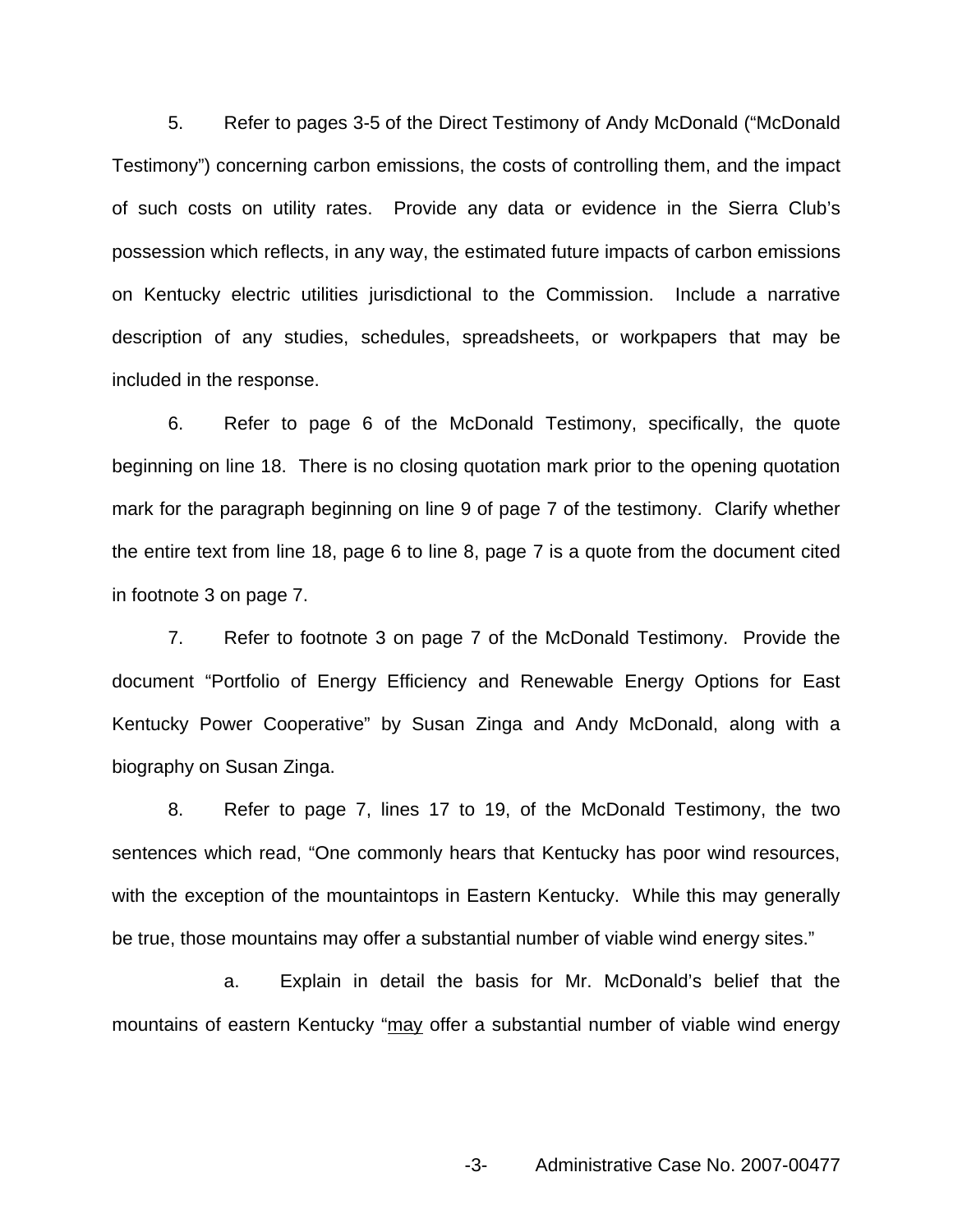5. Refer to pages 3-5 of the Direct Testimony of Andy McDonald ("McDonald Testimony") concerning carbon emissions, the costs of controlling them, and the impact of such costs on utility rates. Provide any data or evidence in the Sierra Club's possession which reflects, in any way, the estimated future impacts of carbon emissions on Kentucky electric utilities jurisdictional to the Commission. Include a narrative description of any studies, schedules, spreadsheets, or workpapers that may be included in the response.

6. Refer to page 6 of the McDonald Testimony, specifically, the quote beginning on line 18. There is no closing quotation mark prior to the opening quotation mark for the paragraph beginning on line 9 of page 7 of the testimony. Clarify whether the entire text from line 18, page 6 to line 8, page 7 is a quote from the document cited in footnote 3 on page 7.

7. Refer to footnote 3 on page 7 of the McDonald Testimony. Provide the document "Portfolio of Energy Efficiency and Renewable Energy Options for East Kentucky Power Cooperative" by Susan Zinga and Andy McDonald, along with a biography on Susan Zinga.

8. Refer to page 7, lines 17 to 19, of the McDonald Testimony, the two sentences which read, "One commonly hears that Kentucky has poor wind resources, with the exception of the mountaintops in Eastern Kentucky. While this may generally be true, those mountains may offer a substantial number of viable wind energy sites."

a. Explain in detail the basis for Mr. McDonald's belief that the mountains of eastern Kentucky "<u>may</u> offer a substantial number of viable wind energy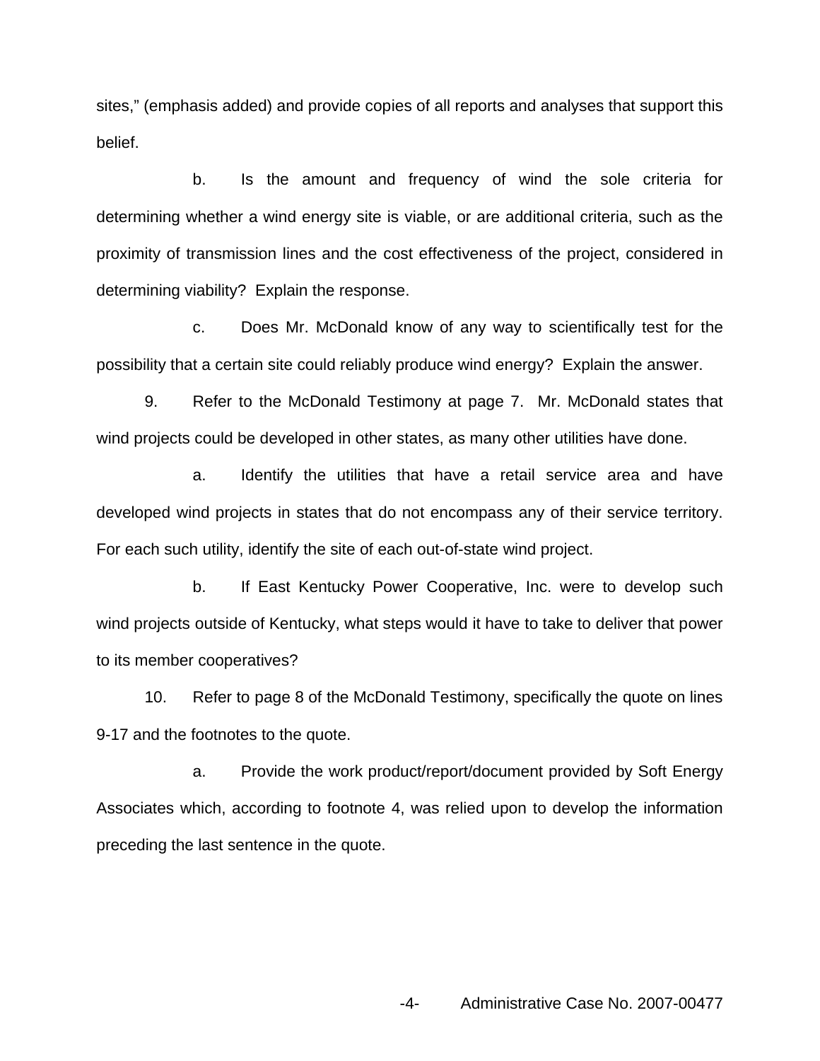sites," (emphasis added) and provide copies of all reports and analyses that support this belief.

b. Is the amount and frequency of wind the sole criteria for determining whether a wind energy site is viable, or are additional criteria, such as the proximity of transmission lines and the cost effectiveness of the project, considered in determining viability? Explain the response.

c. Does Mr. McDonald know of any way to scientifically test for the possibility that a certain site could reliably produce wind energy? Explain the answer.

9. Refer to the McDonald Testimony at page 7. Mr. McDonald states that wind projects could be developed in other states, as many other utilities have done.

a. Identify the utilities that have a retail service area and have developed wind projects in states that do not encompass any of their service territory. For each such utility, identify the site of each out-of-state wind project.

b. If East Kentucky Power Cooperative, Inc. were to develop such wind projects outside of Kentucky, what steps would it have to take to deliver that power to its member cooperatives?

10. Refer to page 8 of the McDonald Testimony, specifically the quote on lines 9-17 and the footnotes to the quote.

a. Provide the work product/report/document provided by Soft Energy Associates which, according to footnote 4, was relied upon to develop the information preceding the last sentence in the quote.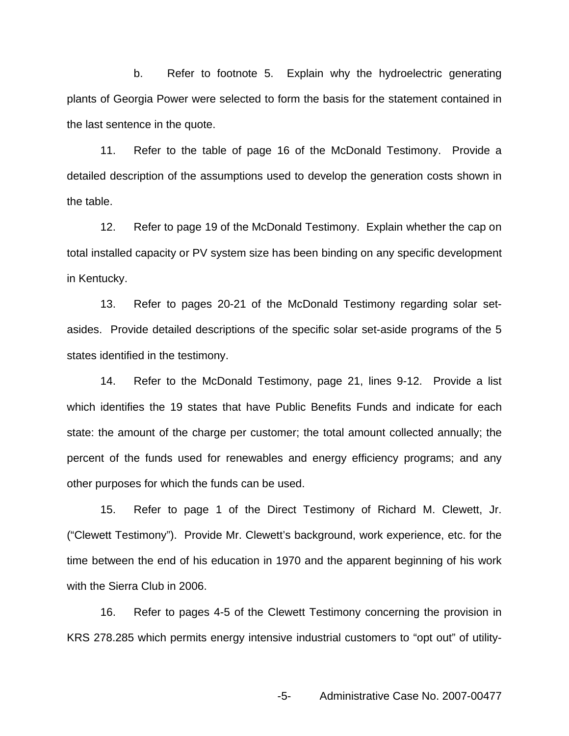b. Refer to footnote 5. Explain why the hydroelectric generating plants of Georgia Power were selected to form the basis for the statement contained in the last sentence in the quote.

11. Refer to the table of page 16 of the McDonald Testimony. Provide a detailed description of the assumptions used to develop the generation costs shown in the table.

12. Refer to page 19 of the McDonald Testimony. Explain whether the cap on total installed capacity or PV system size has been binding on any specific development in Kentucky.

13. Refer to pages 20-21 of the McDonald Testimony regarding solar set-asides. Provide detailed descriptions of the specific solar set-aside programs of the 5 states identified in the testimony.

14. Refer to the McDonald Testimony, page 21, lines 9-12. Provide a list which identifies the 19 states that have Public Benefits Funds and indicate for each state: the amount of the charge per customer; the total amount collected annually; the percent of the funds used for renewables and energy efficiency programs; and any other purposes for which the funds can be used.

15. Refer to page 1 of the Direct Testimony of Richard M. Clewett, Jr. ("Clewett Testimony"). Provide Mr. Clewett's background, work experience, etc. for the time between the end of his education in 1970 and the apparent beginning of his work with the Sierra Club in 2006.

16. Refer to pages 4-5 of the Clewett Testimony concerning the provision in KRS 278.285 which permits energy intensive industrial customers to "opt out" of utility-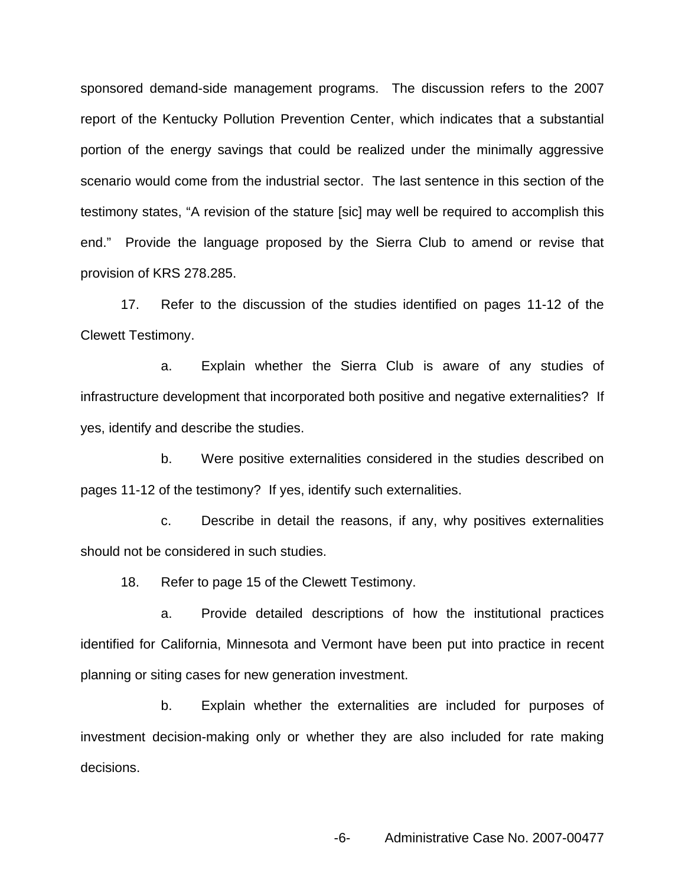sponsored demand-side management programs. The discussion refers to the 2007 report of the Kentucky Pollution Prevention Center, which indicates that a substantial portion of the energy savings that could be realized under the minimally aggressive scenario would come from the industrial sector. The last sentence in this section of the testimony states, "A revision of the stature [sic] may well be required to accomplish this end." Provide the language proposed by the Sierra Club to amend or revise that provision of KRS 278.285.

17. Refer to the discussion of the studies identified on pages 11-12 of the Clewett Testimony.

a. Explain whether the Sierra Club is aware of any studies of infrastructure development that incorporated both positive and negative externalities? If yes, identify and describe the studies.

b. Were positive externalities considered in the studies described on pages 11-12 of the testimony? If yes, identify such externalities.

c. Describe in detail the reasons, if any, why positives externalities should not be considered in such studies.

18. Refer to page 15 of the Clewett Testimony.

a. Provide detailed descriptions of how the institutional practices identified for California, Minnesota and Vermont have been put into practice in recent planning or siting cases for new generation investment.

b. Explain whether the externalities are included for purposes of investment decision-making only or whether they are also included for rate making decisions.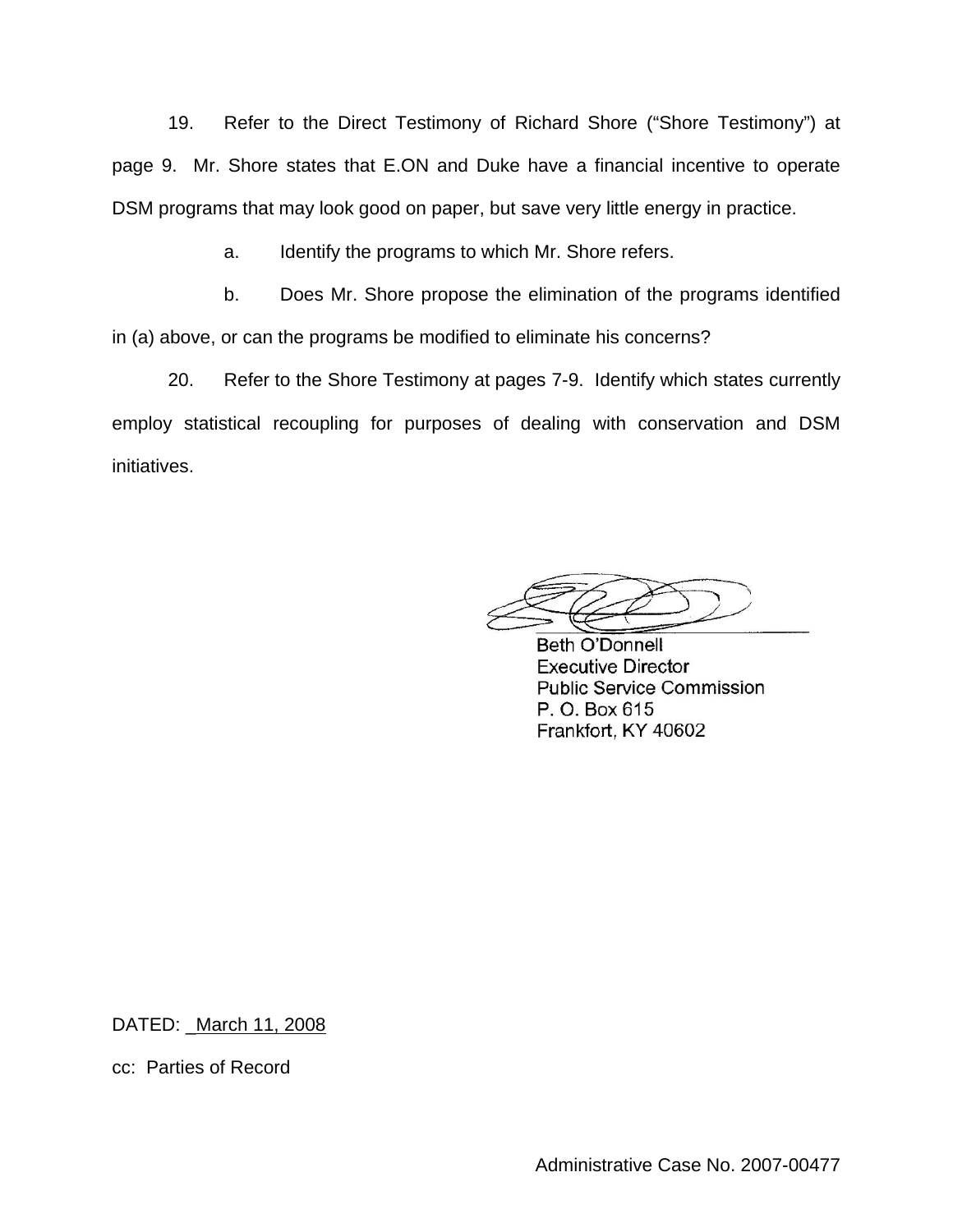19. Refer to the Direct Testimony of Richard Shore ("Shore Testimony") at page 9. Mr. Shore states that E.ON and Duke have a financial incentive to operate DSM programs that may look good on paper, but save very little energy in practice.

a. Identify the programs to which Mr. Shore refers.

b. Does Mr. Shore propose the elimination of the programs identified in (a) above, or can the programs be modified to eliminate his concerns?

20. Refer to the Shore Testimony at pages 7-9. Identify which states currently employ statistical recoupling for purposes of dealing with conservation and DSM initiatives.

Beth O'Donnell
Executive Director
Public Service Commission
P. O. Box 615
Frankfort, KY 40602

DATED: March 11, 2008

cc: Parties of Record

Administrative Case No. 2007-00477